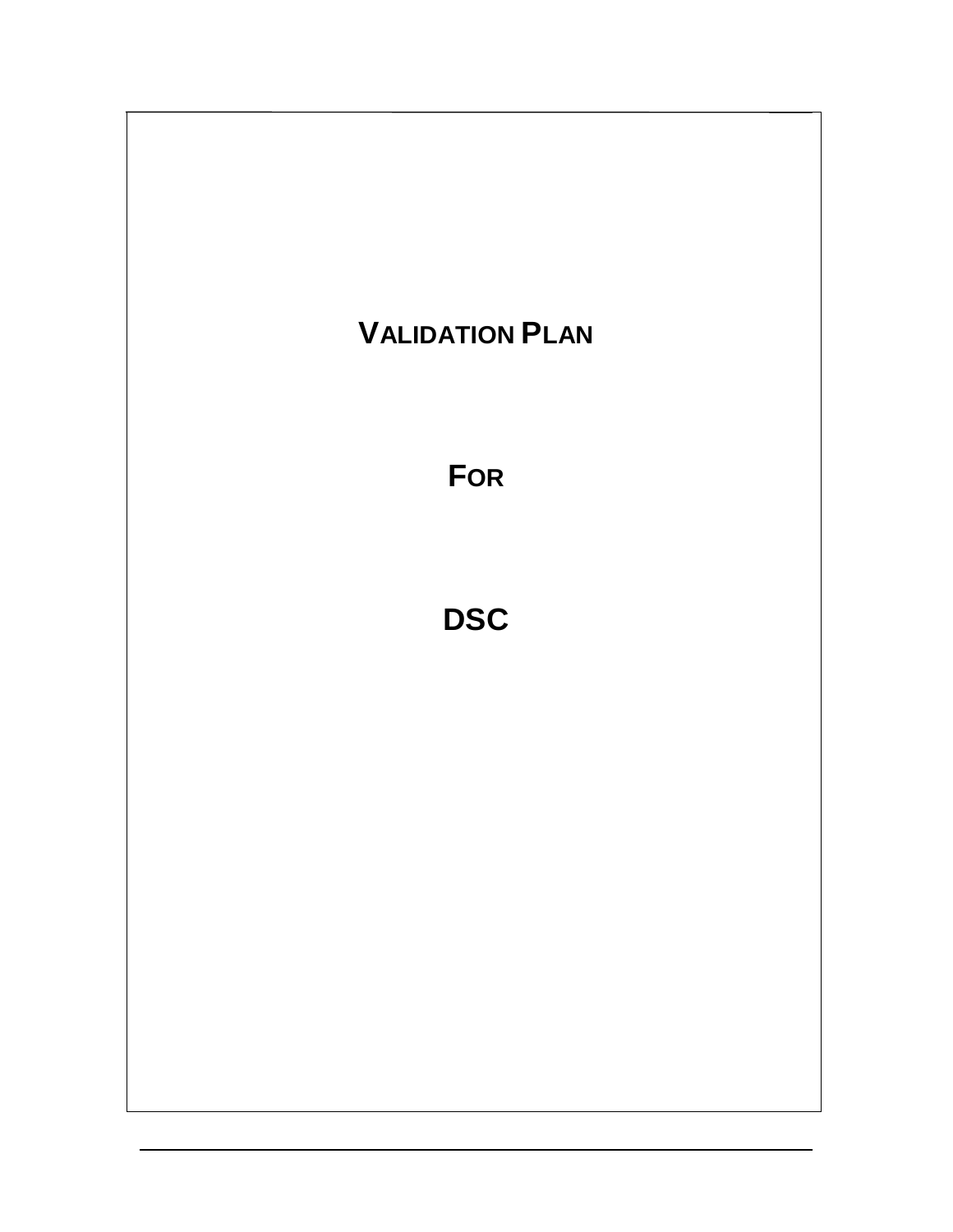# VALIDATION PLAN

# FOR

# DSC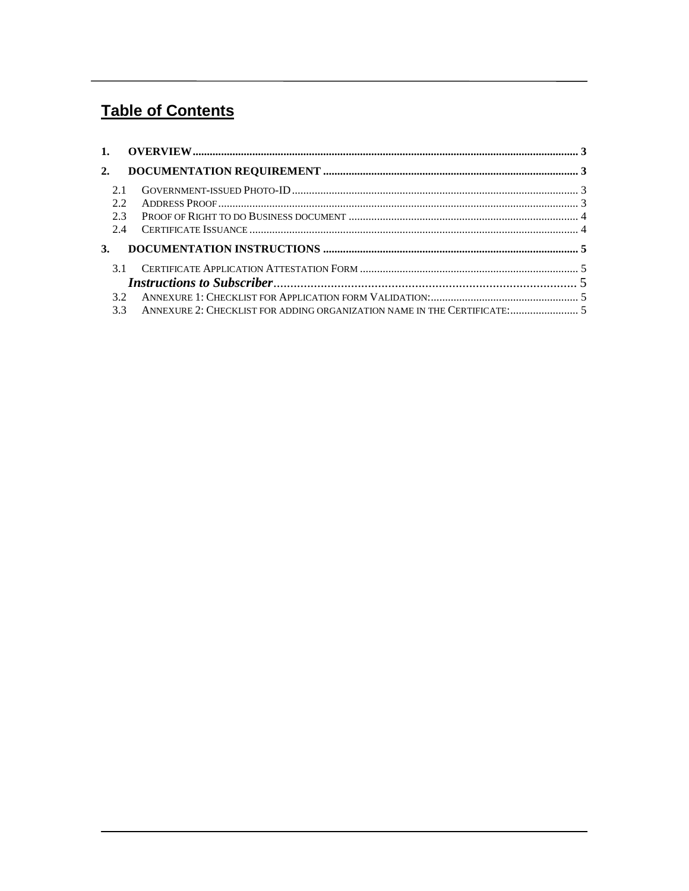# Table of Contents

**1. OVERVIEW** ..................................................... 3

**2. DOCUMENTATION REQUIREMENT** ..................................................... 3

- 2.1 GOVERNMENT-ISSUED PHOTO-ID ..................................................... 3
- 2.2 ADDRESS PROOF ..................................................... 3
- 2.3 PROOF OF RIGHT TO DO BUSINESS DOCUMENT ..................................................... 4
- 2.4 CERTIFICATE ISSUANCE ..................................................... 4

**3. DOCUMENTATION INSTRUCTIONS** ..................................................... 5

- 3.1 CERTIFICATE APPLICATION ATTESTATION FORM ..................................................... 5
  - ***Instructions to Subscriber*** ..................................................... 5
- 3.2 ANNEXURE 1: CHECKLIST FOR APPLICATION FORM VALIDATION: ..................................................... 5
- 3.3 ANNEXURE 2: CHECKLIST FOR ADDING ORGANIZATION NAME IN THE CERTIFICATE: ..................................................... 5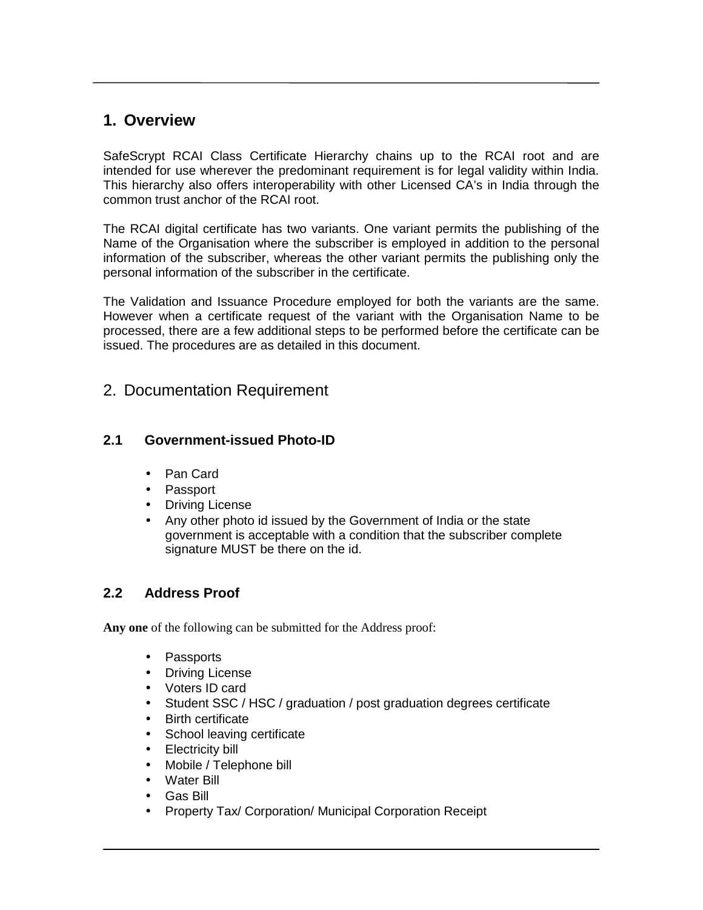## 1. Overview

SafeScrypt RCAI Class Certificate Hierarchy chains up to the RCAI root and are intended for use wherever the predominant requirement is for legal validity within India. This hierarchy also offers interoperability with other Licensed CA's in India through the common trust anchor of the RCAI root.

The RCAI digital certificate has two variants. One variant permits the publishing of the Name of the Organisation where the subscriber is employed in addition to the personal information of the subscriber, whereas the other variant permits the publishing only the personal information of the subscriber in the certificate.

The Validation and Issuance Procedure employed for both the variants are the same. However when a certificate request of the variant with the Organisation Name to be processed, there are a few additional steps to be performed before the certificate can be issued. The procedures are as detailed in this document.

## 2. Documentation Requirement

### 2.1 Government-issued Photo-ID

- Pan Card
- Passport
- Driving License
- Any other photo id issued by the Government of India or the state government is acceptable with a condition that the subscriber complete signature MUST be there on the id.

### 2.2 Address Proof

**Any one** of the following can be submitted for the Address proof:

- Passports
- Driving License
- Voters ID card
- Student SSC / HSC / graduation / post graduation degrees certificate
- Birth certificate
- School leaving certificate
- Electricity bill
- Mobile / Telephone bill
- Water Bill
- Gas Bill
- Property Tax/ Corporation/ Municipal Corporation Receipt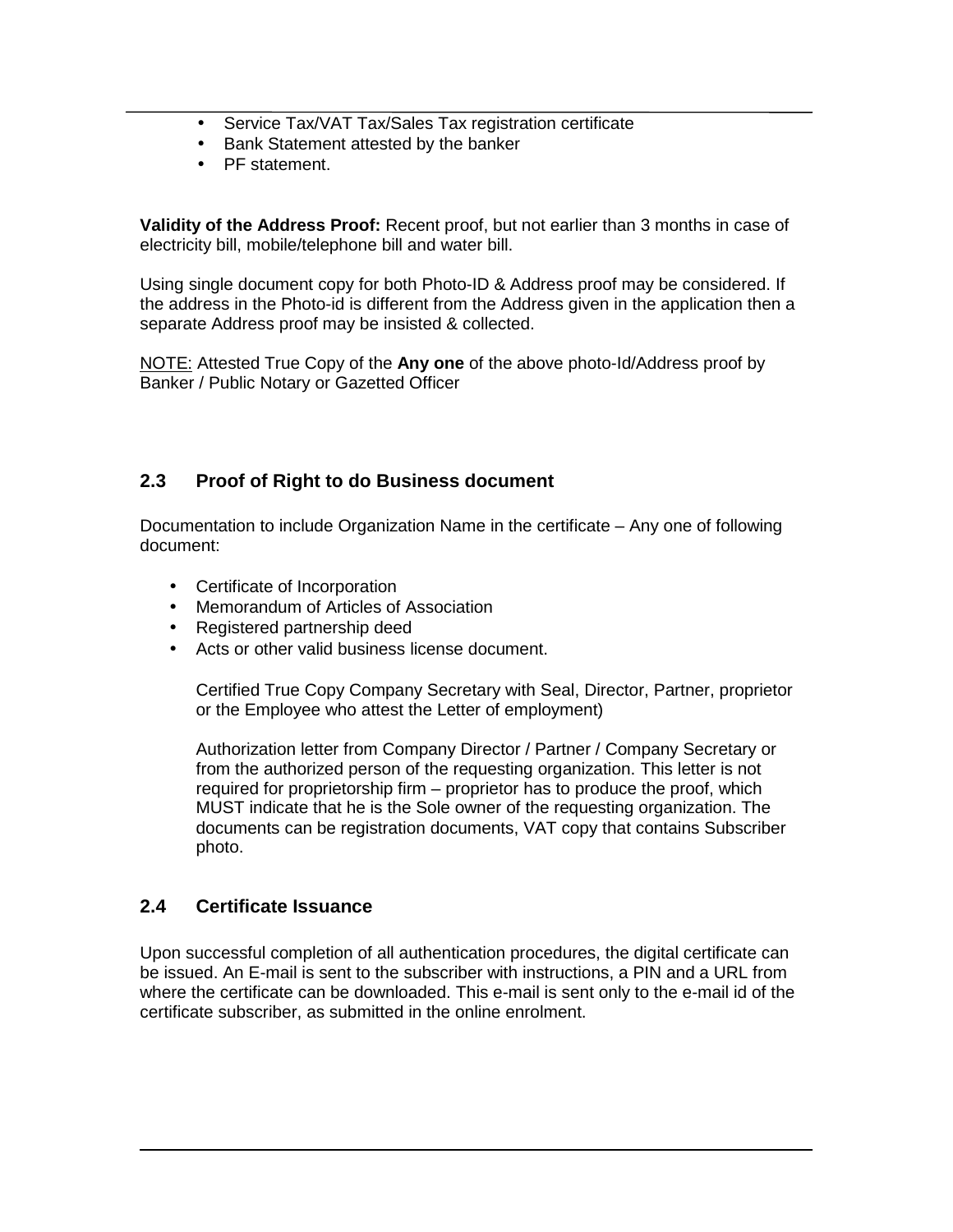- Service Tax/VAT Tax/Sales Tax registration certificate
- Bank Statement attested by the banker
- PF statement.

**Validity of the Address Proof:** Recent proof, but not earlier than 3 months in case of electricity bill, mobile/telephone bill and water bill.

Using single document copy for both Photo-ID & Address proof may be considered. If the address in the Photo-id is different from the Address given in the application then a separate Address proof may be insisted & collected.

NOTE: Attested True Copy of the **Any one** of the above photo-Id/Address proof by Banker / Public Notary or Gazetted Officer

## 2.3 Proof of Right to do Business document

Documentation to include Organization Name in the certificate – Any one of following document:

- Certificate of Incorporation
- Memorandum of Articles of Association
- Registered partnership deed
- Acts or other valid business license document.

  Certified True Copy Company Secretary with Seal, Director, Partner, proprietor or the Employee who attest the Letter of employment)

  Authorization letter from Company Director / Partner / Company Secretary or from the authorized person of the requesting organization. This letter is not required for proprietorship firm – proprietor has to produce the proof, which MUST indicate that he is the Sole owner of the requesting organization. The documents can be registration documents, VAT copy that contains Subscriber photo.

## 2.4 Certificate Issuance

Upon successful completion of all authentication procedures, the digital certificate can be issued. An E-mail is sent to the subscriber with instructions, a PIN and a URL from where the certificate can be downloaded. This e-mail is sent only to the e-mail id of the certificate subscriber, as submitted in the online enrolment.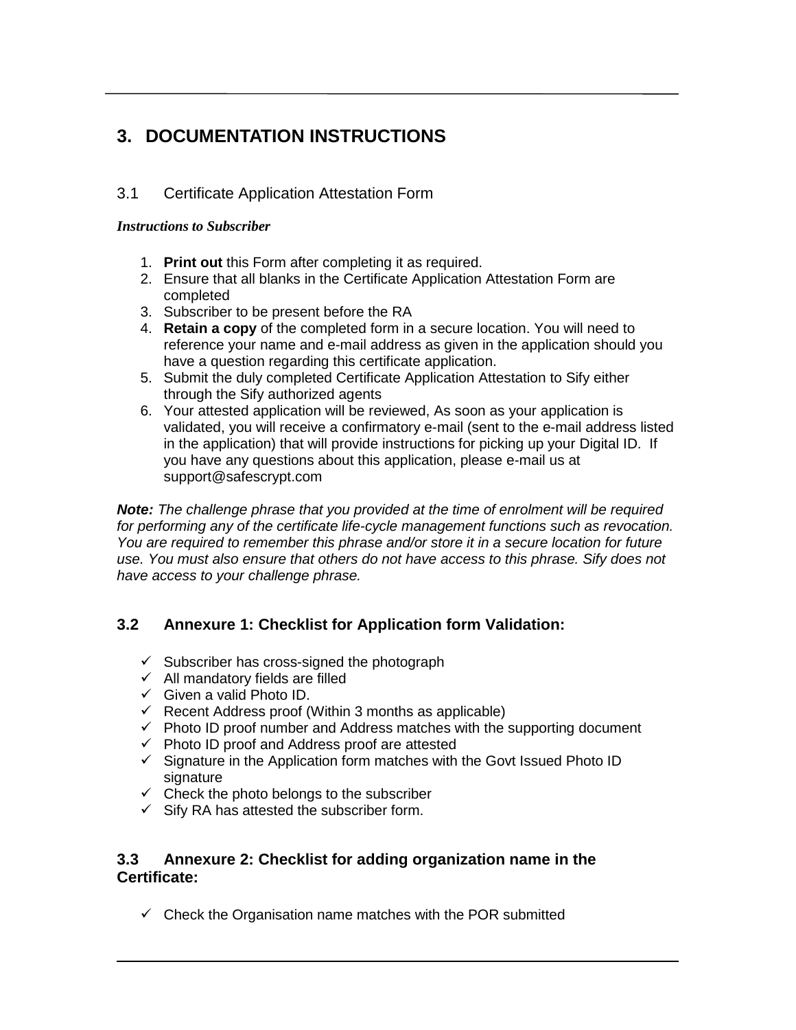# 3. DOCUMENTATION INSTRUCTIONS

## 3.1 Certificate Application Attestation Form

***Instructions to Subscriber***

1. **Print out** this Form after completing it as required.
2. Ensure that all blanks in the Certificate Application Attestation Form are completed
3. Subscriber to be present before the RA
4. **Retain a copy** of the completed form in a secure location. You will need to reference your name and e-mail address as given in the application should you have a question regarding this certificate application.
5. Submit the duly completed Certificate Application Attestation to Sify either through the Sify authorized agents
6. Your attested application will be reviewed, As soon as your application is validated, you will receive a confirmatory e-mail (sent to the e-mail address listed in the application) that will provide instructions for picking up your Digital ID. If you have any questions about this application, please e-mail us at support@safescrypt.com

***Note:*** *The challenge phrase that you provided at the time of enrolment will be required for performing any of the certificate life-cycle management functions such as revocation. You are required to remember this phrase and/or store it in a secure location for future use. You must also ensure that others do not have access to this phrase. Sify does not have access to your challenge phrase.*

## 3.2 Annexure 1: Checklist for Application form Validation:

- ✓ Subscriber has cross-signed the photograph
- ✓ All mandatory fields are filled
- ✓ Given a valid Photo ID.
- ✓ Recent Address proof (Within 3 months as applicable)
- ✓ Photo ID proof number and Address matches with the supporting document
- ✓ Photo ID proof and Address proof are attested
- ✓ Signature in the Application form matches with the Govt Issued Photo ID signature
- ✓ Check the photo belongs to the subscriber
- ✓ Sify RA has attested the subscriber form.

## 3.3 Annexure 2: Checklist for adding organization name in the Certificate:

- ✓ Check the Organisation name matches with the POR submitted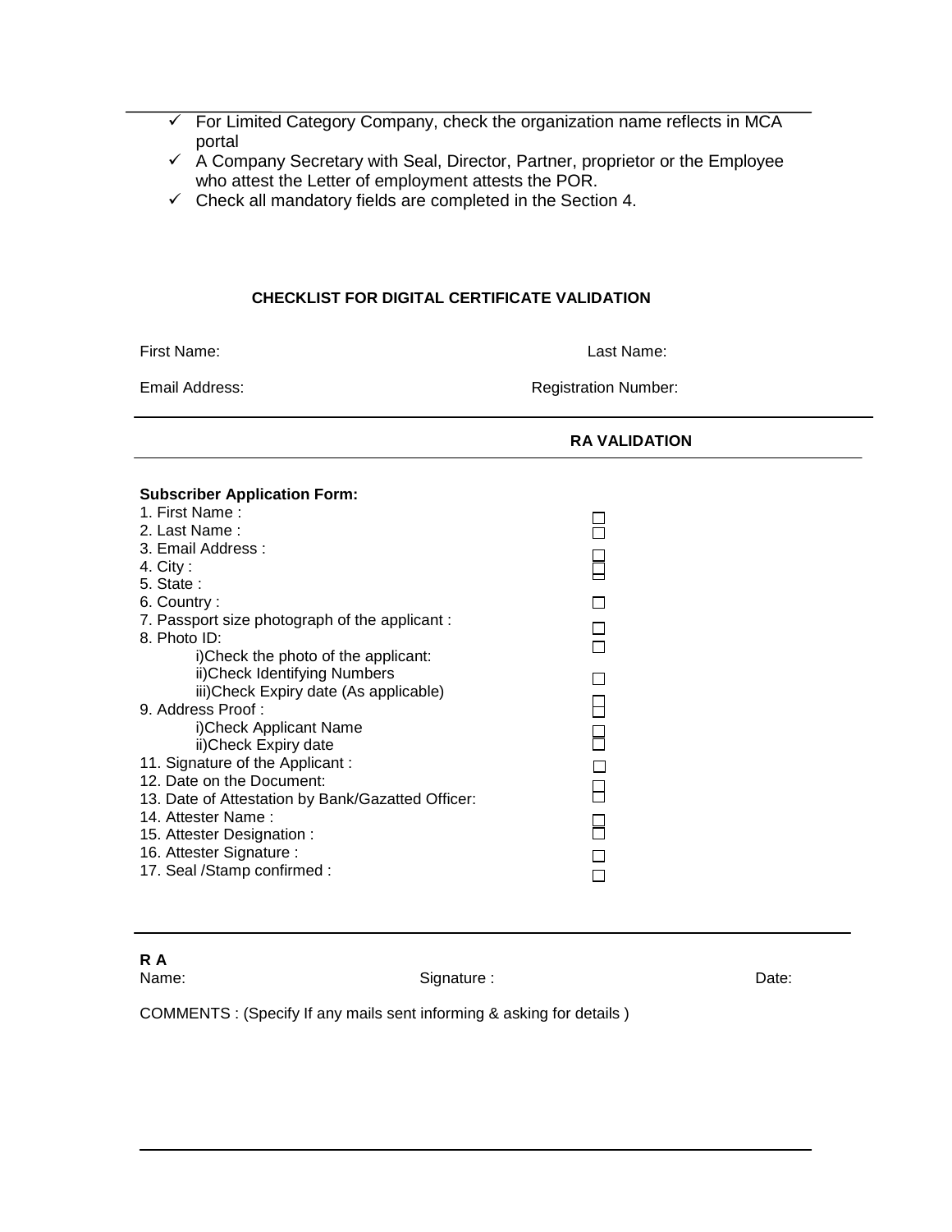- ✓ For Limited Category Company, check the organization name reflects in MCA portal
- ✓ A Company Secretary with Seal, Director, Partner, proprietor or the Employee who attest the Letter of employment attests the POR.
- ✓ Check all mandatory fields are completed in the Section 4.

**CHECKLIST FOR DIGITAL CERTIFICATE VALIDATION**

First Name: Last Name:

Email Address: Registration Number:

---

**RA VALIDATION**

---

**Subscriber Application Form:**

1. First Name : ☐
2. Last Name : ☐
3. Email Address : ☐
4. City : ☐
5. State : ☐
6. Country : ☐
7. Passport size photograph of the applicant : ☐
8. Photo ID: ☐
   - i)Check the photo of the applicant: ☐
   - ii)Check Identifying Numbers ☐
   - iii)Check Expiry date (As applicable) ☐
9. Address Proof : ☐
   - i)Check Applicant Name ☐
   - ii)Check Expiry date ☐
11. Signature of the Applicant : ☐
12. Date on the Document: ☐
13. Date of Attestation by Bank/Gazatted Officer: ☐
14. Attester Name : ☐
15. Attester Designation : ☐
16. Attester Signature : ☐
17. Seal /Stamp confirmed : ☐

---

**R A**

Name: Signature : Date:

COMMENTS : (Specify If any mails sent informing & asking for details )

---